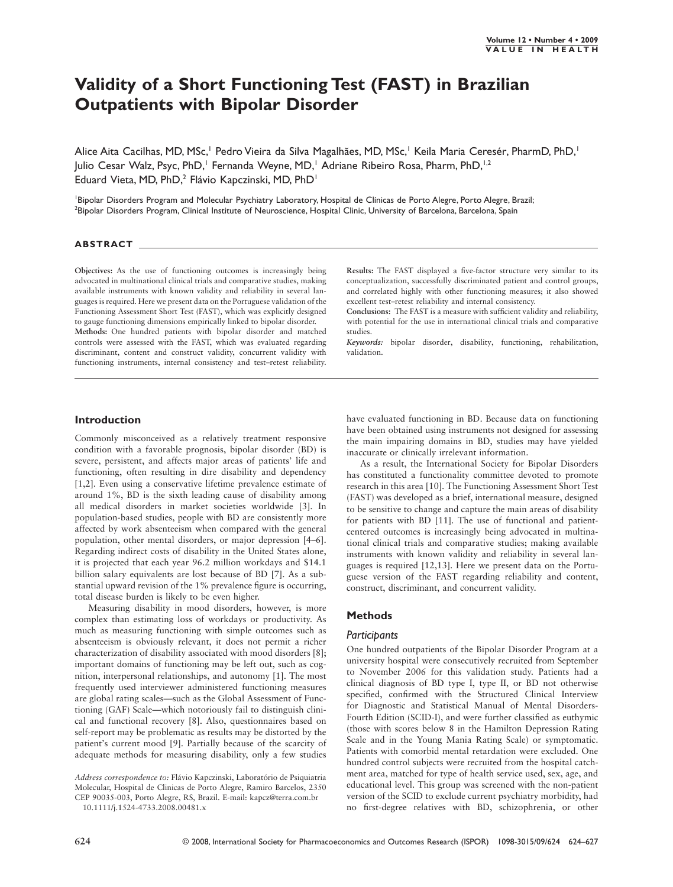# Validity of a Short Functioning Test (FAST) in Brazilian Outpatients with Bipolar Disorder

Alice Aita Cacilhas, MD, MSc,[1] Pedro Vieira da Silva Magalhães, MD, MSc,[1] Keila Maria Ceresér, PharmD, PhD,[1] Julio Cesar Walz, Psyc, PhD,[1] Fernanda Weyne, MD,[1] Adriane Ribeiro Rosa, Pharm, PhD,[1,2] Eduard Vieta, MD, PhD,[2] Flávio Kapczinski, MD, PhD[1]

[1]Bipolar Disorders Program and Molecular Psychiatry Laboratory, Hospital de Clínicas de Porto Alegre, Porto Alegre, Brazil; [2]Bipolar Disorders Program, Clinical Institute of Neuroscience, Hospital Clinic, University of Barcelona, Barcelona, Spain

## ABSTRACT

**Objectives:** As the use of functioning outcomes is increasingly being advocated in multinational clinical trials and comparative studies, making available instruments with known validity and reliability in several languages is required. Here we present data on the Portuguese validation of the Functioning Assessment Short Test (FAST), which was explicitly designed to gauge functioning dimensions empirically linked to bipolar disorder.

**Methods:** One hundred patients with bipolar disorder and matched controls were assessed with the FAST, which was evaluated regarding discriminant, content and construct validity, concurrent validity with functioning instruments, internal consistency and test–retest reliability.

**Results:** The FAST displayed a five-factor structure very similar to its conceptualization, successfully discriminated patient and control groups, and correlated highly with other functioning measures; it also showed excellent test–retest reliability and internal consistency.

**Conclusions:** The FAST is a measure with sufficient validity and reliability, with potential for the use in international clinical trials and comparative studies.

*Keywords:* bipolar disorder, disability, functioning, rehabilitation, validation.

## Introduction

Commonly misconceived as a relatively treatment responsive condition with a favorable prognosis, bipolar disorder (BD) is severe, persistent, and affects major areas of patients' life and functioning, often resulting in dire disability and dependency [1,2]. Even using a conservative lifetime prevalence estimate of around 1%, BD is the sixth leading cause of disability among all medical disorders in market societies worldwide [3]. In population-based studies, people with BD are consistently more affected by work absenteeism when compared with the general population, other mental disorders, or major depression [4–6]. Regarding indirect costs of disability in the United States alone, it is projected that each year 96.2 million workdays and $14.1 billion salary equivalents are lost because of BD [7]. As a substantial upward revision of the 1% prevalence figure is occurring, total disease burden is likely to be even higher.

Measuring disability in mood disorders, however, is more complex than estimating loss of workdays or productivity. As much as measuring functioning with simple outcomes such as absenteeism is obviously relevant, it does not permit a richer characterization of disability associated with mood disorders [8]; important domains of functioning may be left out, such as cognition, interpersonal relationships, and autonomy [1]. The most frequently used interviewer administered functioning measures are global rating scales—such as the Global Assessment of Functioning (GAF) Scale—which notoriously fail to distinguish clinical and functional recovery [8]. Also, questionnaires based on self-report may be problematic as results may be distorted by the patient's current mood [9]. Partially because of the scarcity of adequate methods for measuring disability, only a few studies have evaluated functioning in BD. Because data on functioning have been obtained using instruments not designed for assessing the main impairing domains in BD, studies may have yielded inaccurate or clinically irrelevant information.

As a result, the International Society for Bipolar Disorders has constituted a functionality committee devoted to promote research in this area [10]. The Functioning Assessment Short Test (FAST) was developed as a brief, international measure, designed to be sensitive to change and capture the main areas of disability for patients with BD [11]. The use of functional and patient-centered outcomes is increasingly being advocated in multinational clinical trials and comparative studies; making available instruments with known validity and reliability in several languages is required [12,13]. Here we present data on the Portuguese version of the FAST regarding reliability and content, construct, discriminant, and concurrent validity.

## Methods

### Participants

One hundred outpatients of the Bipolar Disorder Program at a university hospital were consecutively recruited from September to November 2006 for this validation study. Patients had a clinical diagnosis of BD type I, type II, or BD not otherwise specified, confirmed with the Structured Clinical Interview for Diagnostic and Statistical Manual of Mental Disorders-Fourth Edition (SCID-I), and were further classified as euthymic (those with scores below 8 in the Hamilton Depression Rating Scale and in the Young Mania Rating Scale) or symptomatic. Patients with comorbid mental retardation were excluded. One hundred control subjects were recruited from the hospital catchment area, matched for type of health service used, sex, age, and educational level. This group was screened with the non-patient version of the SCID to exclude current psychiatry morbidity, had no first-degree relatives with BD, schizophrenia, or other

*Address correspondence to:* Flávio Kapczinski, Laboratório de Psiquiatria Molecular, Hospital de Clinicas de Porto Alegre, Ramiro Barcelos, 2350 CEP 90035-003, Porto Alegre, RS, Brazil. E-mail: kapcz@terra.com.br
10.1111/j.1524-4733.2008.00481.x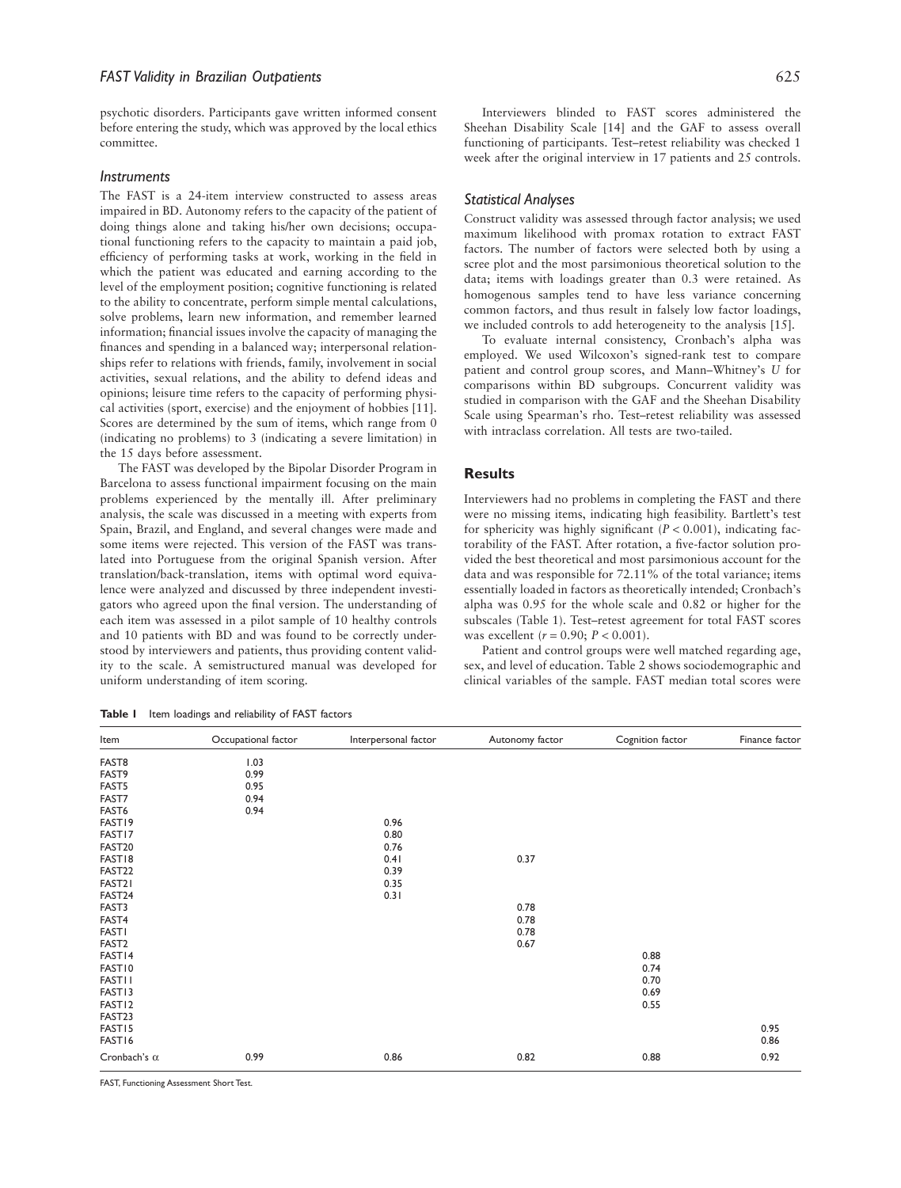psychotic disorders. Participants gave written informed consent before entering the study, which was approved by the local ethics committee.

### Instruments

The FAST is a 24-item interview constructed to assess areas impaired in BD. Autonomy refers to the capacity of the patient of doing things alone and taking his/her own decisions; occupational functioning refers to the capacity to maintain a paid job, efficiency of performing tasks at work, working in the field in which the patient was educated and earning according to the level of the employment position; cognitive functioning is related to the ability to concentrate, perform simple mental calculations, solve problems, learn new information, and remember learned information; financial issues involve the capacity of managing the finances and spending in a balanced way; interpersonal relationships refer to relations with friends, family, involvement in social activities, sexual relations, and the ability to defend ideas and opinions; leisure time refers to the capacity of performing physical activities (sport, exercise) and the enjoyment of hobbies [11]. Scores are determined by the sum of items, which range from 0 (indicating no problems) to 3 (indicating a severe limitation) in the 15 days before assessment.

The FAST was developed by the Bipolar Disorder Program in Barcelona to assess functional impairment focusing on the main problems experienced by the mentally ill. After preliminary analysis, the scale was discussed in a meeting with experts from Spain, Brazil, and England, and several changes were made and some items were rejected. This version of the FAST was translated into Portuguese from the original Spanish version. After translation/back-translation, items with optimal word equivalence were analyzed and discussed by three independent investigators who agreed upon the final version. The understanding of each item was assessed in a pilot sample of 10 healthy controls and 10 patients with BD and was found to be correctly understood by interviewers and patients, thus providing content validity to the scale. A semistructured manual was developed for uniform understanding of item scoring.

Interviewers blinded to FAST scores administered the Sheehan Disability Scale [14] and the GAF to assess overall functioning of participants. Test–retest reliability was checked 1 week after the original interview in 17 patients and 25 controls.

### Statistical Analyses

Construct validity was assessed through factor analysis; we used maximum likelihood with promax rotation to extract FAST factors. The number of factors were selected both by using a scree plot and the most parsimonious theoretical solution to the data; items with loadings greater than 0.3 were retained. As homogenous samples tend to have less variance concerning common factors, and thus result in falsely low factor loadings, we included controls to add heterogeneity to the analysis [15].

To evaluate internal consistency, Cronbach's alpha was employed. We used Wilcoxon's signed-rank test to compare patient and control group scores, and Mann–Whitney's *U* for comparisons within BD subgroups. Concurrent validity was studied in comparison with the GAF and the Sheehan Disability Scale using Spearman's rho. Test–retest reliability was assessed with intraclass correlation. All tests are two-tailed.

## Results

Interviewers had no problems in completing the FAST and there were no missing items, indicating high feasibility. Bartlett's test for sphericity was highly significant ($P < 0.001$), indicating factorability of the FAST. After rotation, a five-factor solution provided the best theoretical and most parsimonious account for the data and was responsible for 72.11% of the total variance; items essentially loaded in factors as theoretically intended; Cronbach's alpha was 0.95 for the whole scale and 0.82 or higher for the subscales (Table 1). Test–retest agreement for total FAST scores was excellent ($r = 0.90$; $P < 0.001$).

Patient and control groups were well matched regarding age, sex, and level of education. Table 2 shows sociodemographic and clinical variables of the sample. FAST median total scores were

**Table 1** Item loadings and reliability of FAST factors

| Item | Occupational factor | Interpersonal factor | Autonomy factor | Cognition factor | Finance factor |
|---|---|---|---|---|---|
| FAST8 | 1.03 | | | | |
| FAST9 | 0.99 | | | | |
| FAST5 | 0.95 | | | | |
| FAST7 | 0.94 | | | | |
| FAST6 | 0.94 | | | | |
| FAST19 | | 0.96 | | | |
| FAST17 | | 0.80 | | | |
| FAST20 | | 0.76 | | | |
| FAST18 | | 0.41 | 0.37 | | |
| FAST22 | | 0.39 | | | |
| FAST21 | | 0.35 | | | |
| FAST24 | | 0.31 | | | |
| FAST3 | | | 0.78 | | |
| FAST4 | | | 0.78 | | |
| FAST1 | | | 0.78 | | |
| FAST2 | | | 0.67 | | |
| FAST14 | | | | 0.88 | |
| FAST10 | | | | 0.74 | |
| FAST11 | | | | 0.70 | |
| FAST13 | | | | 0.69 | |
| FAST12 | | | | 0.55 | |
| FAST23 | | | | | |
| FAST15 | | | | | 0.95 |
| FAST16 | | | | | 0.86 |
| Cronbach's α | 0.99 | 0.86 | 0.82 | 0.88 | 0.92 |

FAST, Functioning Assessment Short Test.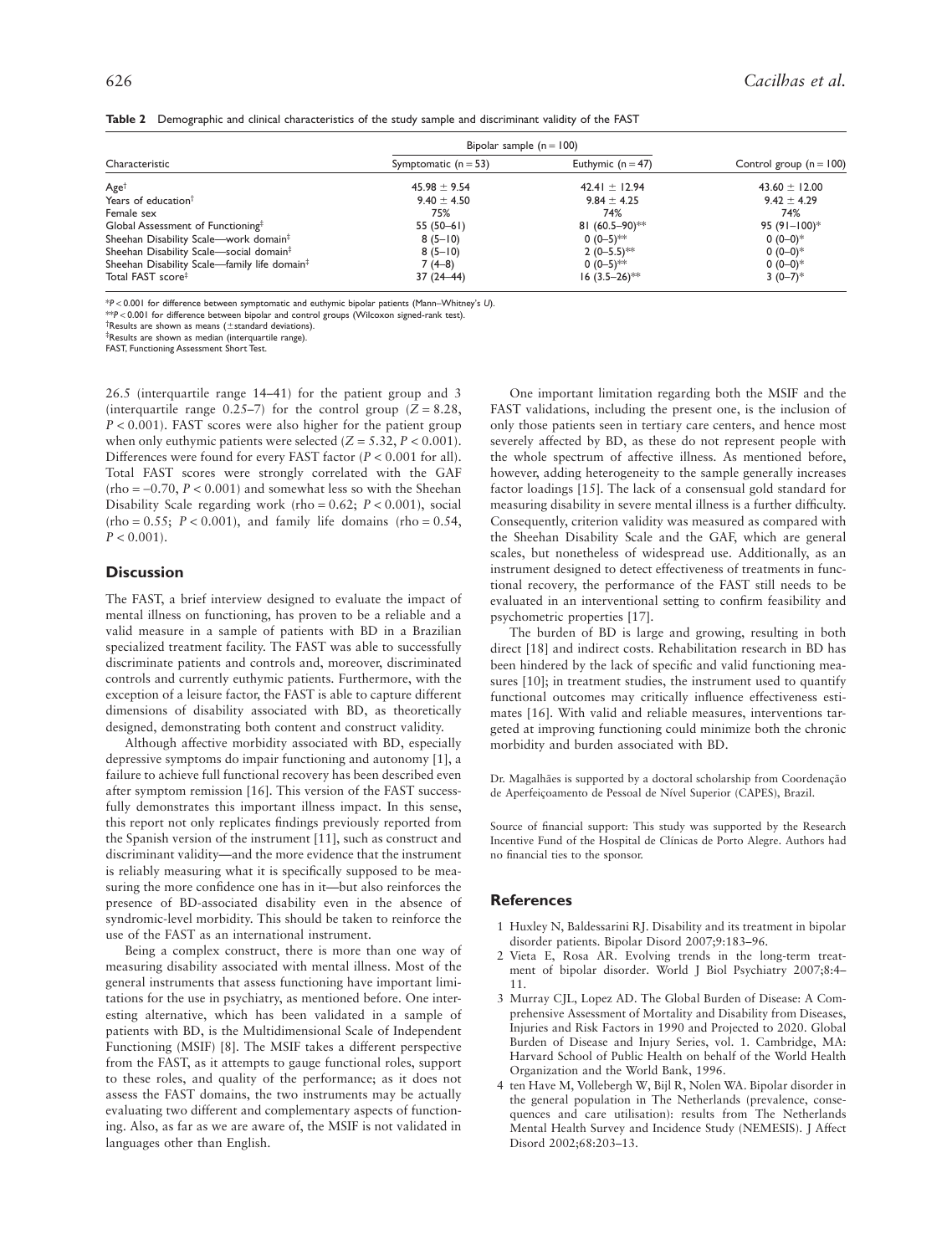**Table 2** Demographic and clinical characteristics of the study sample and discriminant validity of the FAST

| Characteristic | Bipolar sample (n = 100) | | Control group (n = 100) |
|---|---|---|---|
| | Symptomatic (n = 53) | Euthymic (n = 47) | |
| Age[†] | 45.98 ± 9.54 | 42.41 ± 12.94 | 43.60 ± 12.00 |
| Years of education[†] | 9.40 ± 4.50 | 9.84 ± 4.25 | 9.42 ± 4.29 |
| Female sex | 75% | 74% | 74% |
| Global Assessment of Functioning[‡] | 55 (50–61) | 81 (60.5–90)** | 95 (91–100)* |
| Sheehan Disability Scale—work domain[‡] | 8 (5–10) | 0 (0–5)** | 0 (0–0)* |
| Sheehan Disability Scale—social domain[‡] | 8 (5–10) | 2 (0–5.5)** | 0 (0–0)* |
| Sheehan Disability Scale—family life domain[‡] | 7 (4–8) | 0 (0–5)** | 0 (0–0)* |
| Total FAST score[‡] | 37 (24–44) | 16 (3.5–26)** | 3 (0–7)* |

*$P < 0.001$ for difference between symptomatic and euthymic bipolar patients (Mann–Whitney's *U*).
**$P < 0.001$ for difference between bipolar and control groups (Wilcoxon signed-rank test).
[†]Results are shown as means (±standard deviations).
[‡]Results are shown as median (interquartile range).
FAST, Functioning Assessment Short Test.

26.5 (interquartile range 14–41) for the patient group and 3 (interquartile range 0.25–7) for the control group ($Z = 8.28$, $P < 0.001$). FAST scores were also higher for the patient group when only euthymic patients were selected ($Z = 5.32$, $P < 0.001$). Differences were found for every FAST factor ($P < 0.001$ for all). Total FAST scores were strongly correlated with the GAF (rho = –0.70, $P < 0.001$) and somewhat less so with the Sheehan Disability Scale regarding work (rho = 0.62; $P < 0.001$), social (rho = 0.55; $P < 0.001$), and family life domains (rho = 0.54, $P < 0.001$).

## Discussion

The FAST, a brief interview designed to evaluate the impact of mental illness on functioning, has proven to be a reliable and a valid measure in a sample of patients with BD in a Brazilian specialized treatment facility. The FAST was able to successfully discriminate patients and controls and, moreover, discriminated controls and currently euthymic patients. Furthermore, with the exception of a leisure factor, the FAST is able to capture different dimensions of disability associated with BD, as theoretically designed, demonstrating both content and construct validity.

Although affective morbidity associated with BD, especially depressive symptoms do impair functioning and autonomy [1], a failure to achieve full functional recovery has been described even after symptom remission [16]. This version of the FAST successfully demonstrates this important illness impact. In this sense, this report not only replicates findings previously reported from the Spanish version of the instrument [11], such as construct and discriminant validity—and the more evidence that the instrument is reliably measuring what it is specifically supposed to be measuring the more confidence one has in it—but also reinforces the presence of BD-associated disability even in the absence of syndromic-level morbidity. This should be taken to reinforce the use of the FAST as an international instrument.

Being a complex construct, there is more than one way of measuring disability associated with mental illness. Most of the general instruments that assess functioning have important limitations for the use in psychiatry, as mentioned before. One interesting alternative, which has been validated in a sample of patients with BD, is the Multidimensional Scale of Independent Functioning (MSIF) [8]. The MSIF takes a different perspective from the FAST, as it attempts to gauge functional roles, support to these roles, and quality of the performance; as it does not assess the FAST domains, the two instruments may be actually evaluating two different and complementary aspects of functioning. Also, as far as we are aware of, the MSIF is not validated in languages other than English.

One important limitation regarding both the MSIF and the FAST validations, including the present one, is the inclusion of only those patients seen in tertiary care centers, and hence most severely affected by BD, as these do not represent people with the whole spectrum of affective illness. As mentioned before, however, adding heterogeneity to the sample generally increases factor loadings [15]. The lack of a consensual gold standard for measuring disability in severe mental illness is a further difficulty. Consequently, criterion validity was measured as compared with the Sheehan Disability Scale and the GAF, which are general scales, but nonetheless of widespread use. Additionally, as an instrument designed to detect effectiveness of treatments in functional recovery, the performance of the FAST still needs to be evaluated in an interventional setting to confirm feasibility and psychometric properties [17].

The burden of BD is large and growing, resulting in both direct [18] and indirect costs. Rehabilitation research in BD has been hindered by the lack of specific and valid functioning measures [10]; in treatment studies, the instrument used to quantify functional outcomes may critically influence effectiveness estimates [16]. With valid and reliable measures, interventions targeted at improving functioning could minimize both the chronic morbidity and burden associated with BD.

Dr. Magalhães is supported by a doctoral scholarship from Coordenação de Aperfeiçoamento de Pessoal de Nível Superior (CAPES), Brazil.

Source of financial support: This study was supported by the Research Incentive Fund of the Hospital de Clínicas de Porto Alegre. Authors had no financial ties to the sponsor.

## References

1 Huxley N, Baldessarini RJ. Disability and its treatment in bipolar disorder patients. Bipolar Disord 2007;9:183–96.

2 Vieta E, Rosa AR. Evolving trends in the long-term treatment of bipolar disorder. World J Biol Psychiatry 2007;8:4–11.

3 Murray CJL, Lopez AD. The Global Burden of Disease: A Comprehensive Assessment of Mortality and Disability from Diseases, Injuries and Risk Factors in 1990 and Projected to 2020. Global Burden of Disease and Injury Series, vol. 1. Cambridge, MA: Harvard School of Public Health on behalf of the World Health Organization and the World Bank, 1996.

4 ten Have M, Vollebergh W, Bijl R, Nolen WA. Bipolar disorder in the general population in The Netherlands (prevalence, consequences and care utilisation): results from The Netherlands Mental Health Survey and Incidence Study (NEMESIS). J Affect Disord 2002;68:203–13.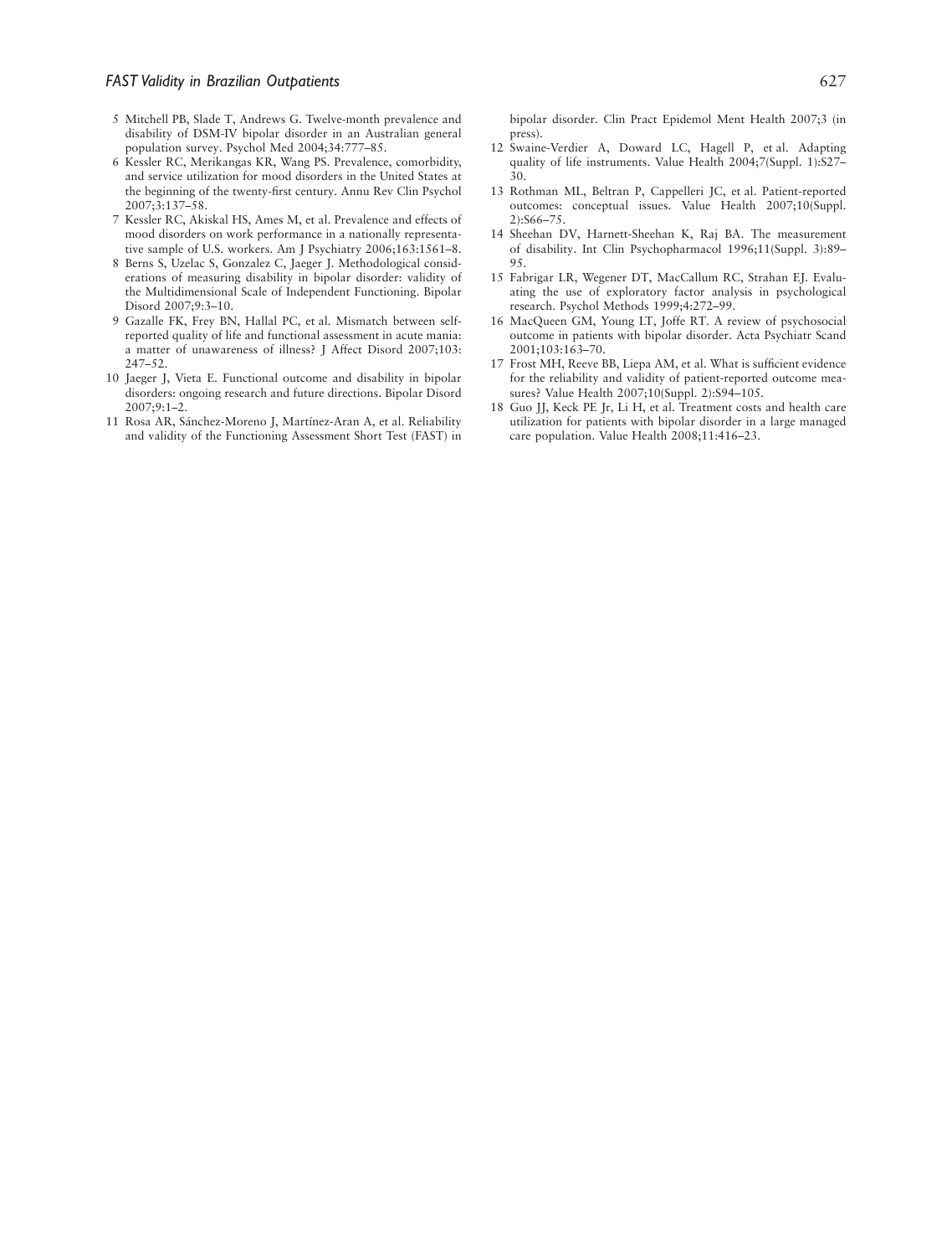5 Mitchell PB, Slade T, Andrews G. Twelve-month prevalence and disability of DSM-IV bipolar disorder in an Australian general population survey. Psychol Med 2004;34:777–85.

6 Kessler RC, Merikangas KR, Wang PS. Prevalence, comorbidity, and service utilization for mood disorders in the United States at the beginning of the twenty-first century. Annu Rev Clin Psychol 2007;3:137–58.

7 Kessler RC, Akiskal HS, Ames M, et al. Prevalence and effects of mood disorders on work performance in a nationally representative sample of U.S. workers. Am J Psychiatry 2006;163:1561–8.

8 Berns S, Uzelac S, Gonzalez C, Jaeger J. Methodological considerations of measuring disability in bipolar disorder: validity of the Multidimensional Scale of Independent Functioning. Bipolar Disord 2007;9:3–10.

9 Gazalle FK, Frey BN, Hallal PC, et al. Mismatch between self-reported quality of life and functional assessment in acute mania: a matter of unawareness of illness? J Affect Disord 2007;103: 247–52.

10 Jaeger J, Vieta E. Functional outcome and disability in bipolar disorders: ongoing research and future directions. Bipolar Disord 2007;9:1–2.

11 Rosa AR, Sánchez-Moreno J, Martínez-Aran A, et al. Reliability and validity of the Functioning Assessment Short Test (FAST) in bipolar disorder. Clin Pract Epidemol Ment Health 2007;3 (in press).

12 Swaine-Verdier A, Doward LC, Hagell P, et al. Adapting quality of life instruments. Value Health 2004;7(Suppl. 1):S27–30.

13 Rothman ML, Beltran P, Cappelleri JC, et al. Patient-reported outcomes: conceptual issues. Value Health 2007;10(Suppl. 2):S66–75.

14 Sheehan DV, Harnett-Sheehan K, Raj BA. The measurement of disability. Int Clin Psychopharmacol 1996;11(Suppl. 3):89–95.

15 Fabrigar LR, Wegener DT, MacCallum RC, Strahan EJ. Evaluating the use of exploratory factor analysis in psychological research. Psychol Methods 1999;4:272–99.

16 MacQueen GM, Young LT, Joffe RT. A review of psychosocial outcome in patients with bipolar disorder. Acta Psychiatr Scand 2001;103:163–70.

17 Frost MH, Reeve BB, Liepa AM, et al. What is sufficient evidence for the reliability and validity of patient-reported outcome measures? Value Health 2007;10(Suppl. 2):S94–105.

18 Guo JJ, Keck PE Jr, Li H, et al. Treatment costs and health care utilization for patients with bipolar disorder in a large managed care population. Value Health 2008;11:416–23.